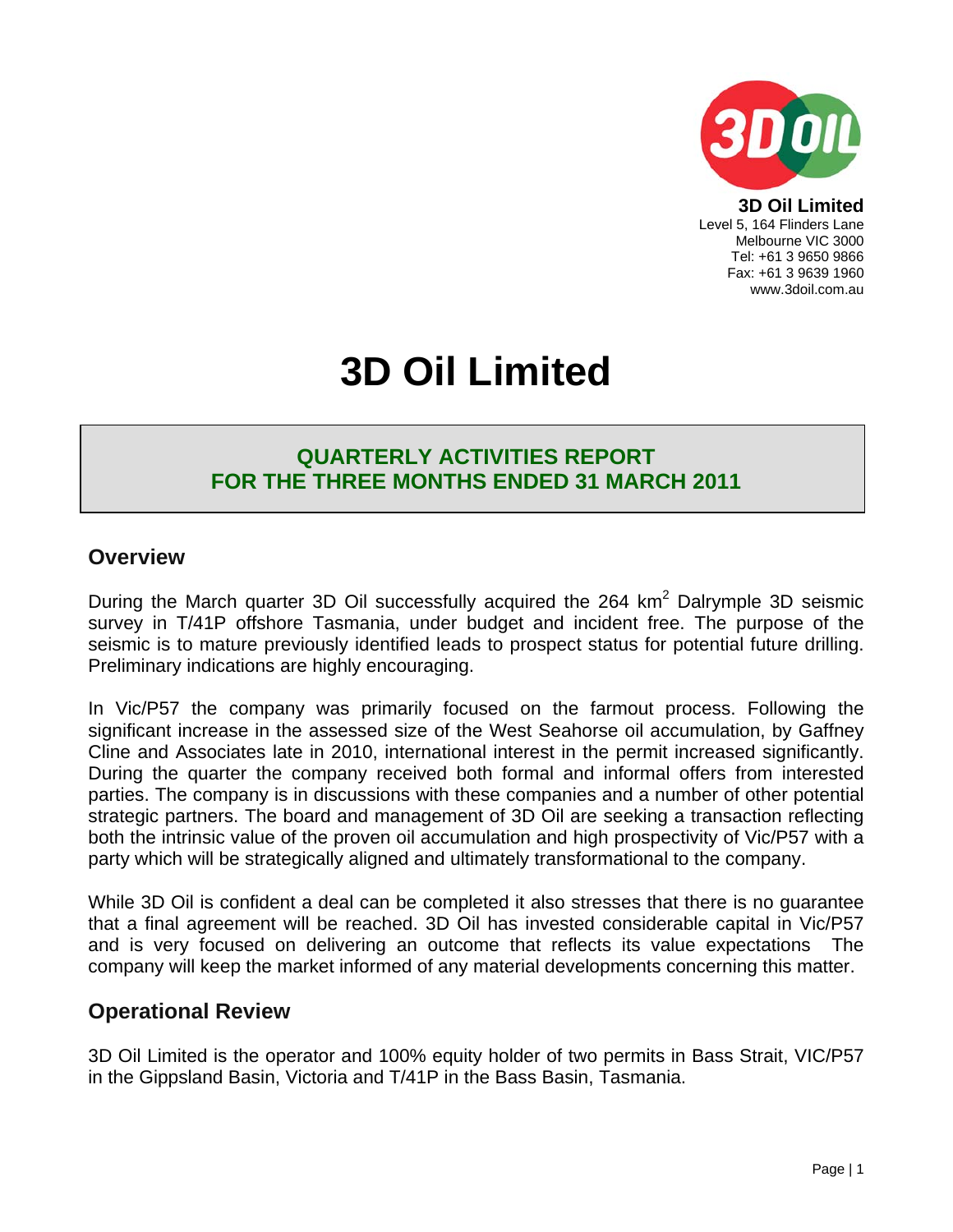**3D Oil Limited**
Level 5, 164 Flinders Lane
Melbourne VIC 3000
Tel: +61 3 9650 9866
Fax: +61 3 9639 1960
www.3doil.com.au

# 3D Oil Limited

## QUARTERLY ACTIVITIES REPORT FOR THE THREE MONTHS ENDED 31 MARCH 2011

## Overview

During the March quarter 3D Oil successfully acquired the 264 $km^2$ Dalrymple 3D seismic survey in T/41P offshore Tasmania, under budget and incident free. The purpose of the seismic is to mature previously identified leads to prospect status for potential future drilling. Preliminary indications are highly encouraging.

In Vic/P57 the company was primarily focused on the farmout process. Following the significant increase in the assessed size of the West Seahorse oil accumulation, by Gaffney Cline and Associates late in 2010, international interest in the permit increased significantly. During the quarter the company received both formal and informal offers from interested parties. The company is in discussions with these companies and a number of other potential strategic partners. The board and management of 3D Oil are seeking a transaction reflecting both the intrinsic value of the proven oil accumulation and high prospectivity of Vic/P57 with a party which will be strategically aligned and ultimately transformational to the company.

While 3D Oil is confident a deal can be completed it also stresses that there is no guarantee that a final agreement will be reached. 3D Oil has invested considerable capital in Vic/P57 and is very focused on delivering an outcome that reflects its value expectations The company will keep the market informed of any material developments concerning this matter.

## Operational Review

3D Oil Limited is the operator and 100% equity holder of two permits in Bass Strait, VIC/P57 in the Gippsland Basin, Victoria and T/41P in the Bass Basin, Tasmania.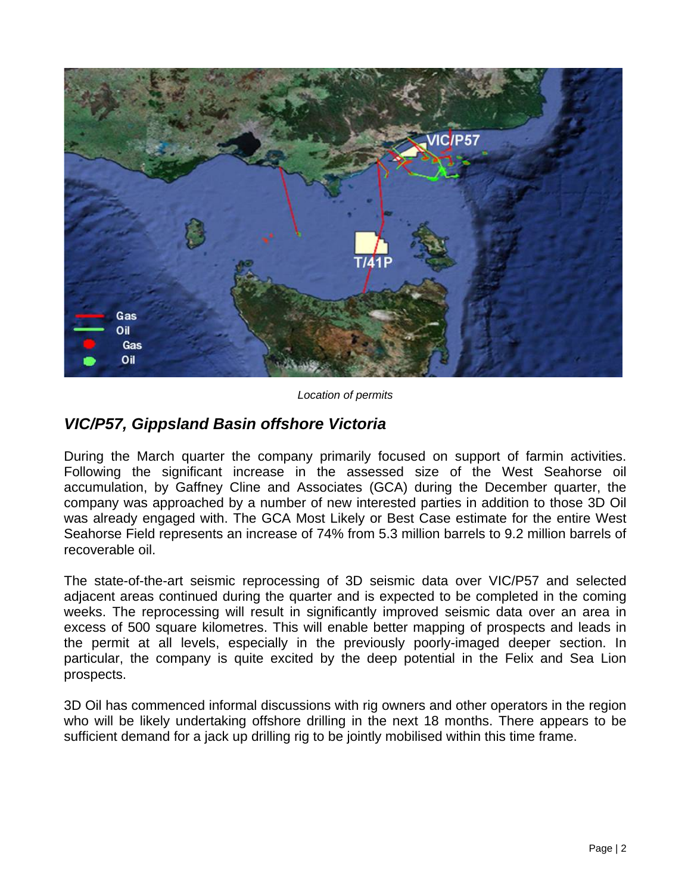Location of permits

## *VIC/P57, Gippsland Basin offshore Victoria*

During the March quarter the company primarily focused on support of farmin activities. Following the significant increase in the assessed size of the West Seahorse oil accumulation, by Gaffney Cline and Associates (GCA) during the December quarter, the company was approached by a number of new interested parties in addition to those 3D Oil was already engaged with. The GCA Most Likely or Best Case estimate for the entire West Seahorse Field represents an increase of 74% from 5.3 million barrels to 9.2 million barrels of recoverable oil.

The state-of-the-art seismic reprocessing of 3D seismic data over VIC/P57 and selected adjacent areas continued during the quarter and is expected to be completed in the coming weeks. The reprocessing will result in significantly improved seismic data over an area in excess of 500 square kilometres. This will enable better mapping of prospects and leads in the permit at all levels, especially in the previously poorly-imaged deeper section. In particular, the company is quite excited by the deep potential in the Felix and Sea Lion prospects.

3D Oil has commenced informal discussions with rig owners and other operators in the region who will be likely undertaking offshore drilling in the next 18 months. There appears to be sufficient demand for a jack up drilling rig to be jointly mobilised within this time frame.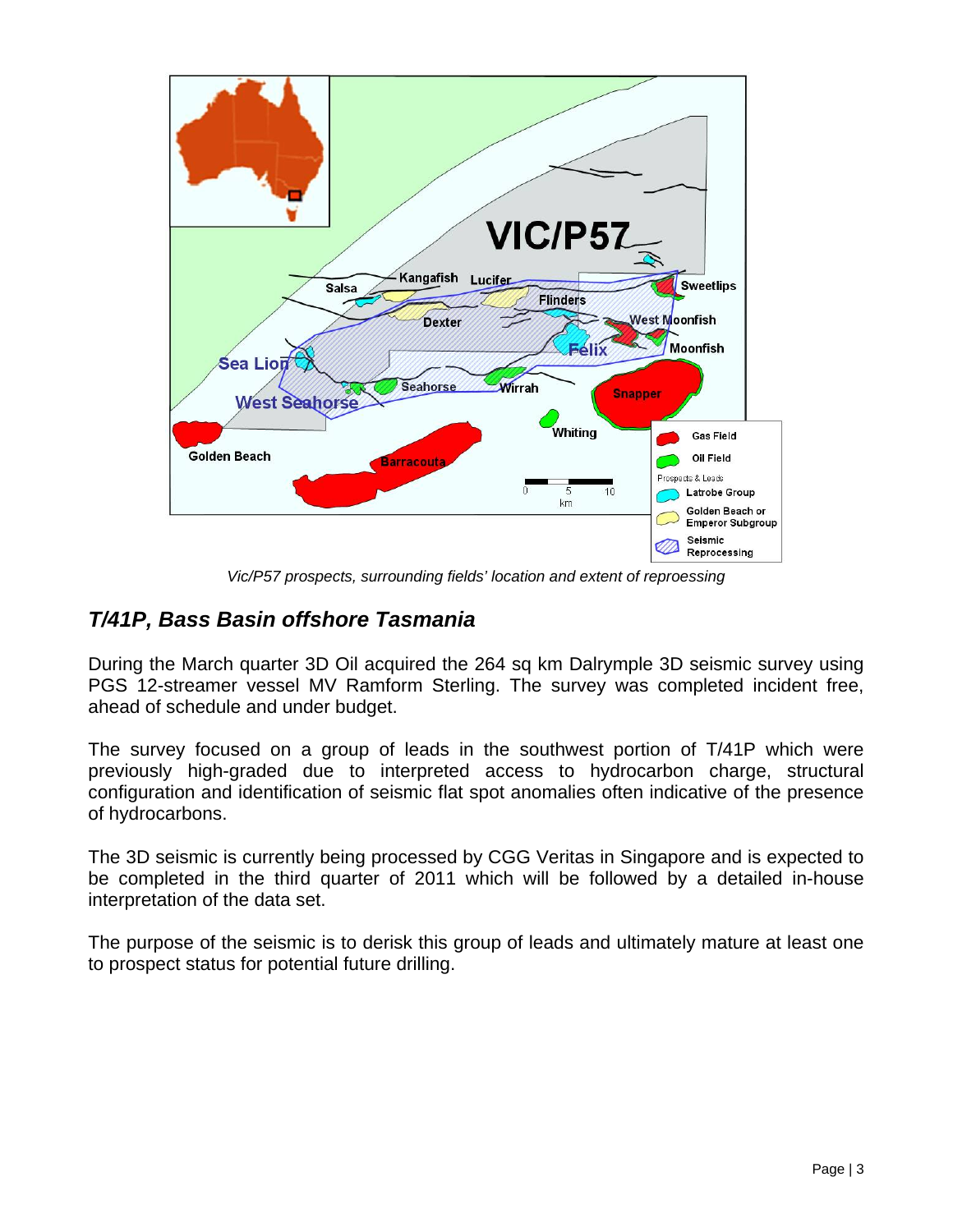*Vic/P57 prospects, surrounding fields' location and extent of reprocessing*

## *T/41P, Bass Basin offshore Tasmania*

During the March quarter 3D Oil acquired the 264 sq km Dalrymple 3D seismic survey using PGS 12-streamer vessel MV Ramform Sterling. The survey was completed incident free, ahead of schedule and under budget.

The survey focused on a group of leads in the southwest portion of T/41P which were previously high-graded due to interpreted access to hydrocarbon charge, structural configuration and identification of seismic flat spot anomalies often indicative of the presence of hydrocarbons.

The 3D seismic is currently being processed by CGG Veritas in Singapore and is expected to be completed in the third quarter of 2011 which will be followed by a detailed in-house interpretation of the data set.

The purpose of the seismic is to derisk this group of leads and ultimately mature at least one to prospect status for potential future drilling.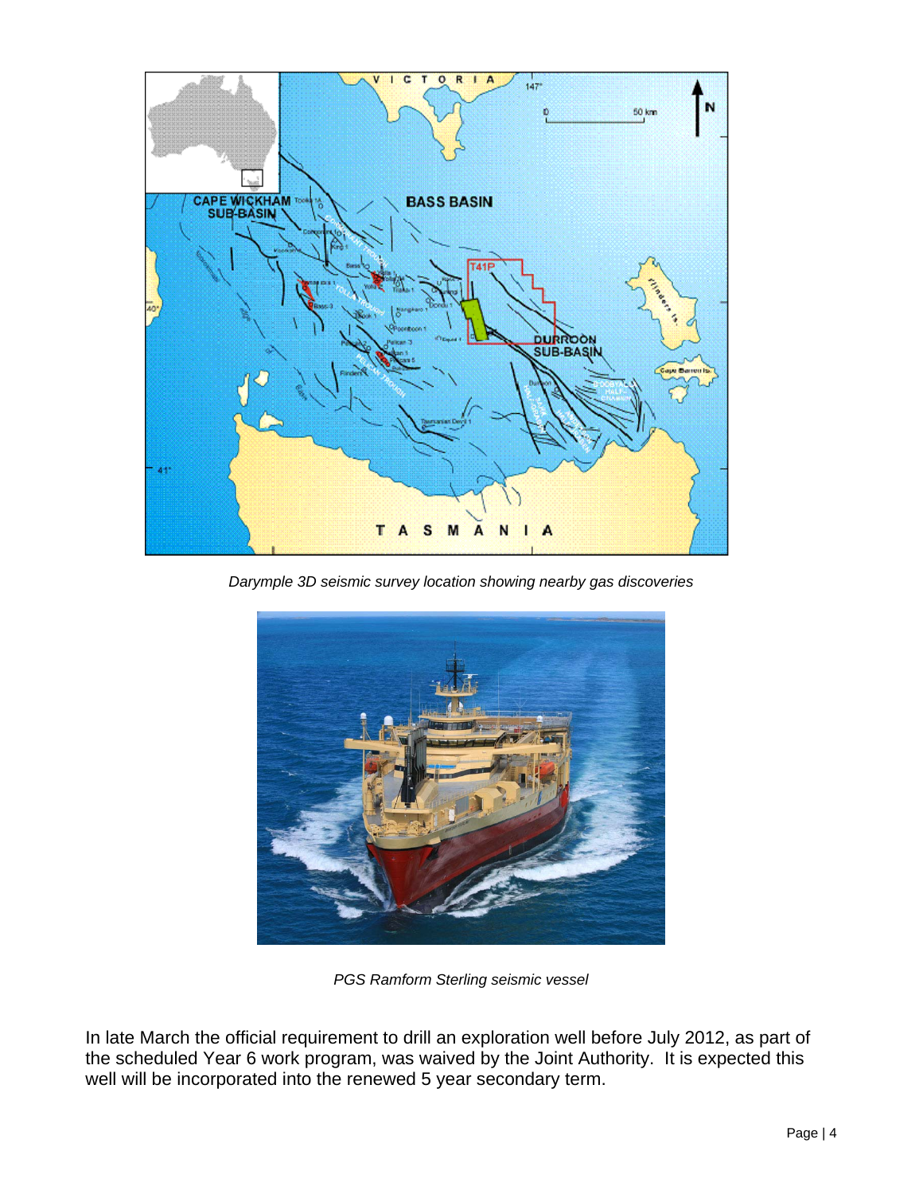*Darymple 3D seismic survey location showing nearby gas discoveries*

*PGS Ramform Sterling seismic vessel*

In late March the official requirement to drill an exploration well before July 2012, as part of the scheduled Year 6 work program, was waived by the Joint Authority. It is expected this well will be incorporated into the renewed 5 year secondary term.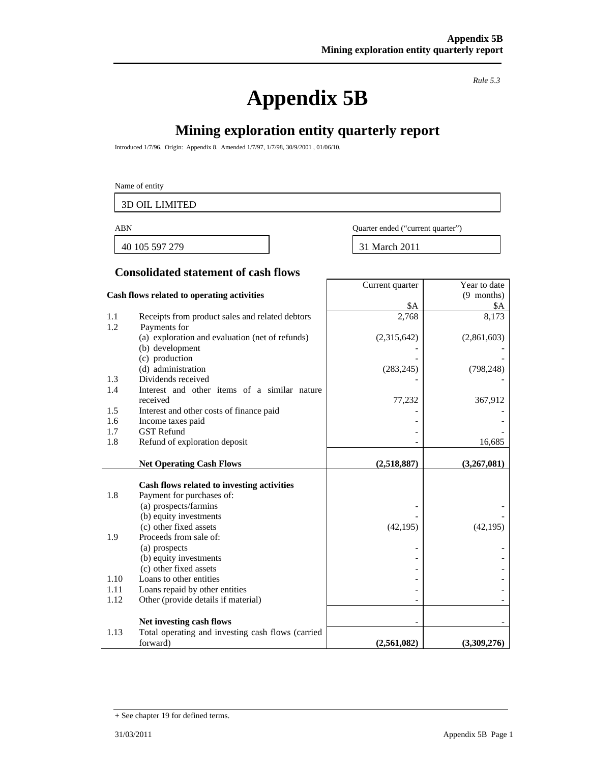*Rule 5.3*

# Appendix 5B

## Mining exploration entity quarterly report

Introduced 1/7/96. Origin: Appendix 8. Amended 1/7/97, 1/7/98, 30/9/2001 , 01/06/10.

| Name of entity |
|---|
| 3D OIL LIMITED |

| ABN | Quarter ended ("current quarter") |
|---|---|
| 40 105 597 279 | 31 March 2011 |

### Consolidated statement of cash flows

| | **Cash flows related to operating activities** | Current quarter<br>$A | Year to date (9 months)<br>$A |
|---|---|---|---|
| 1.1 | Receipts from product sales and related debtors | 2,768 | 8,173 |
| 1.2 | Payments for | | |
| | (a) exploration and evaluation (net of refunds) | (2,315,642) | (2,861,603) |
| | (b) development | - | - |
| | (c) production | - | - |
| | (d) administration | (283,245) | (798,248) |
| 1.3 | Dividends received | - | - |
| 1.4 | Interest and other items of a similar nature received | 77,232 | 367,912 |
| 1.5 | Interest and other costs of finance paid | - | - |
| 1.6 | Income taxes paid | - | - |
| 1.7 | GST Refund | - | - |
| 1.8 | Refund of exploration deposit | - | 16,685 |
| | **Net Operating Cash Flows** | **(2,518,887)** | **(3,267,081)** |
| | **Cash flows related to investing activities** | | |
| 1.8 | Payment for purchases of: | | |
| | (a) prospects/farmins | - | - |
| | (b) equity investments | - | - |
| | (c) other fixed assets | (42,195) | (42,195) |
| 1.9 | Proceeds from sale of: | | |
| | (a) prospects | - | - |
| | (b) equity investments | - | - |
| | (c) other fixed assets | - | - |
| 1.10 | Loans to other entities | - | - |
| 1.11 | Loans repaid by other entities | - | - |
| 1.12 | Other (provide details if material) | - | - |
| | **Net investing cash flows** | - | - |
| 1.13 | Total operating and investing cash flows (carried forward) | **(2,561,082)** | **(3,309,276)** |

+ See chapter 19 for defined terms.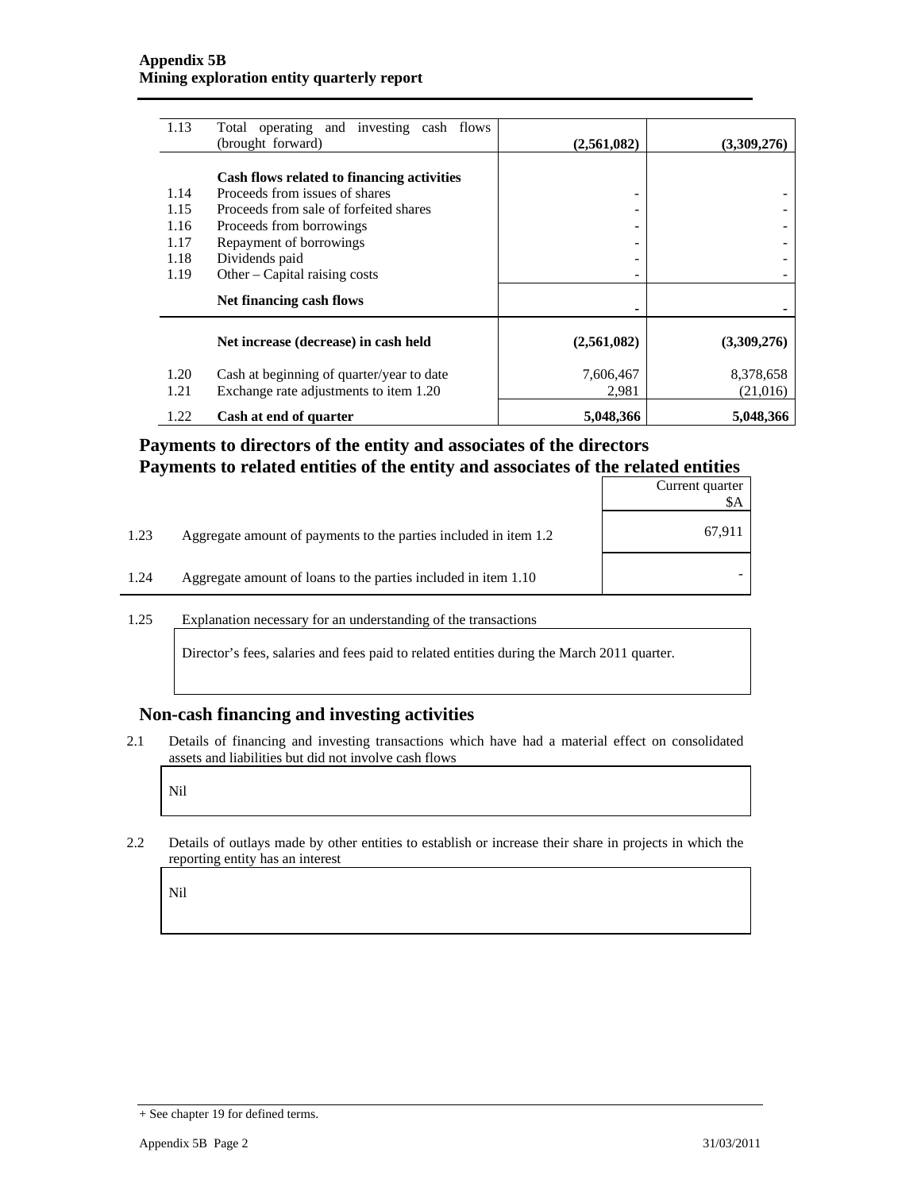| | | | |
|---|---|---|---|
| 1.13 | Total operating and investing cash flows (brought forward) | **(2,561,082)** | **(3,309,276)** |
| | **Cash flows related to financing activities** | | |
| 1.14 | Proceeds from issues of shares | - | - |
| 1.15 | Proceeds from sale of forfeited shares | - | - |
| 1.16 | Proceeds from borrowings | - | - |
| 1.17 | Repayment of borrowings | - | - |
| 1.18 | Dividends paid | - | - |
| 1.19 | Other – Capital raising costs | - | - |
| | **Net financing cash flows** | **-** | **-** |
| | **Net increase (decrease) in cash held** | **(2,561,082)** | **(3,309,276)** |
| 1.20 | Cash at beginning of quarter/year to date | 7,606,467 | 8,378,658 |
| 1.21 | Exchange rate adjustments to item 1.20 | 2,981 | (21,016) |
| 1.22 | **Cash at end of quarter** | **5,048,366** | **5,048,366** |

## Payments to directors of the entity and associates of the directors
## Payments to related entities of the entity and associates of the related entities

| | | Current quarter $A |
|---|---|---|
| 1.23 | Aggregate amount of payments to the parties included in item 1.2 | 67,911 |
| 1.24 | Aggregate amount of loans to the parties included in item 1.10 | - |

1.25 Explanation necessary for an understanding of the transactions

Director's fees, salaries and fees paid to related entities during the March 2011 quarter.

## Non-cash financing and investing activities

2.1 Details of financing and investing transactions which have had a material effect on consolidated assets and liabilities but did not involve cash flows

Nil

2.2 Details of outlays made by other entities to establish or increase their share in projects in which the reporting entity has an interest

Nil

+ See chapter 19 for defined terms.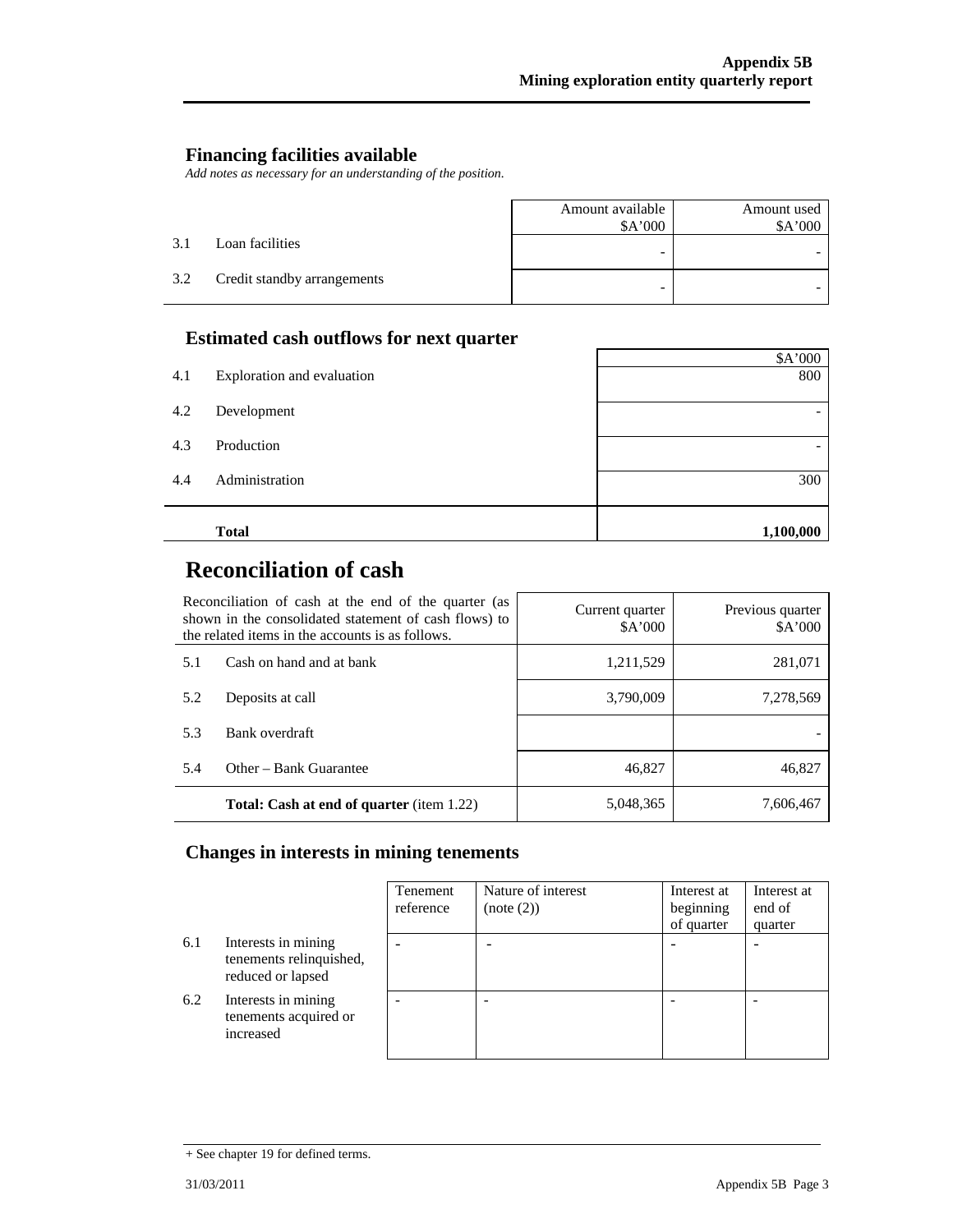## Financing facilities available

*Add notes as necessary for an understanding of the position.*

| | | Amount available $A'000 | Amount used $A'000 |
|---|---|---|---|
| 3.1 | Loan facilities | - | - |
| 3.2 | Credit standby arrangements | - | - |

## Estimated cash outflows for next quarter

| | | $A'000 |
|---|---|---|
| 4.1 | Exploration and evaluation | 800 |
| 4.2 | Development | - |
| 4.3 | Production | - |
| 4.4 | Administration | 300 |
| | **Total** | **1,100,000** |

# Reconciliation of cash

| Reconciliation of cash at the end of the quarter (as shown in the consolidated statement of cash flows) to the related items in the accounts is as follows. | | Current quarter $A'000 | Previous quarter $A'000 |
|---|---|---|---|
| 5.1 | Cash on hand and at bank | 1,211,529 | 281,071 |
| 5.2 | Deposits at call | 3,790,009 | 7,278,569 |
| 5.3 | Bank overdraft | | - |
| 5.4 | Other – Bank Guarantee | 46,827 | 46,827 |
| | **Total: Cash at end of quarter** (item 1.22) | 5,048,365 | 7,606,467 |

## Changes in interests in mining tenements

| | | Tenement reference | Nature of interest (note (2)) | Interest at beginning of quarter | Interest at end of quarter |
|---|---|---|---|---|---|
| 6.1 | Interests in mining tenements relinquished, reduced or lapsed | - | - | - | - |
| 6.2 | Interests in mining tenements acquired or increased | - | - | - | - |

+ See chapter 19 for defined terms.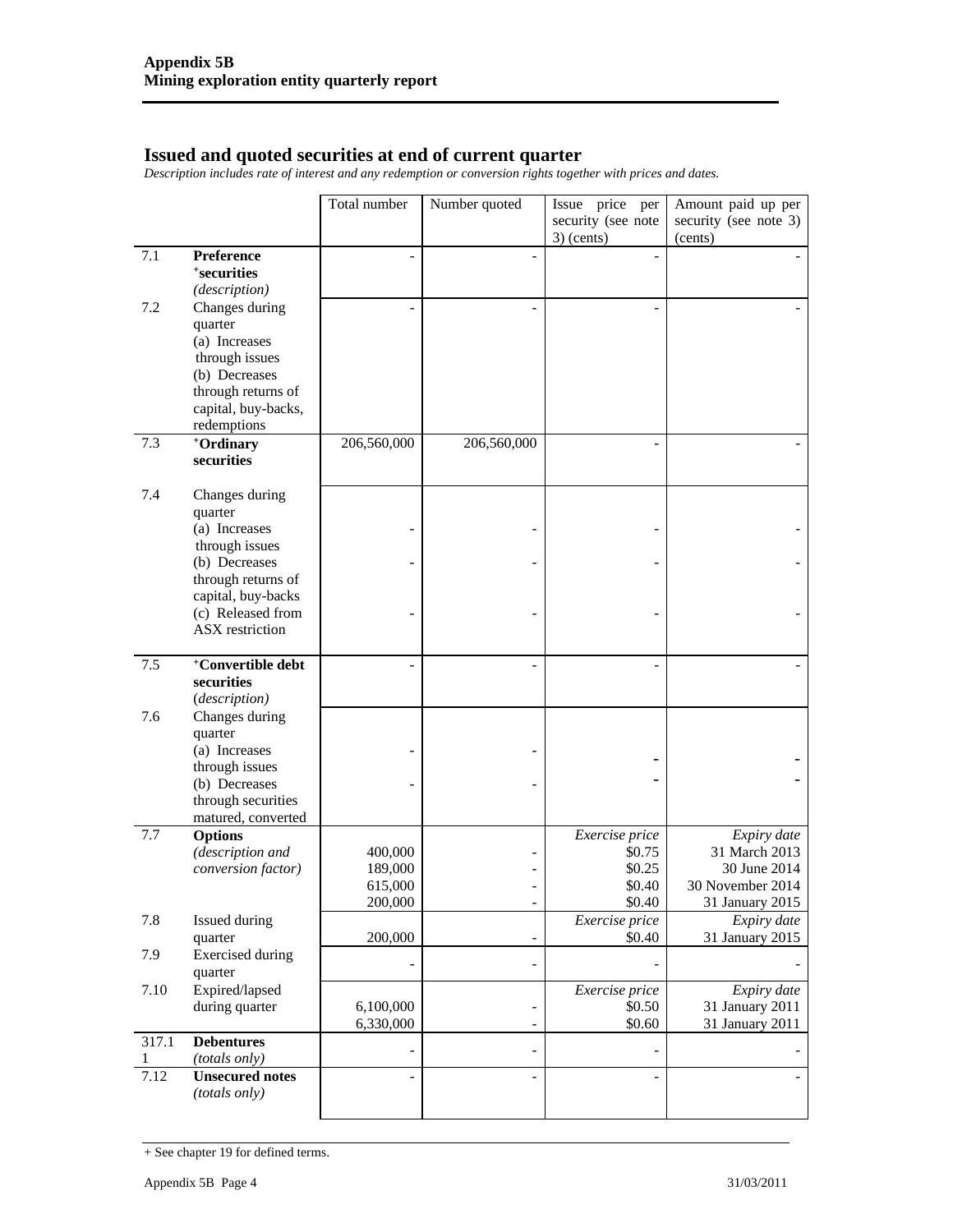## Issued and quoted securities at end of current quarter

*Description includes rate of interest and any redemption or conversion rights together with prices and dates.*

| | | Total number | Number quoted | Issue price per security (see note 3) (cents) | Amount paid up per security (see note 3) (cents) |
|---|---|---|---|---|---|
| 7.1 | **Preference +securities** *(description)* | - | - | - | - |
| 7.2 | Changes during quarter (a) Increases through issues (b) Decreases through returns of capital, buy-backs, redemptions | - | - | - | - |
| 7.3 | **+Ordinary securities** | 206,560,000 | 206,560,000 | - | - |
| 7.4 | Changes during quarter (a) Increases through issues | - | - | - | - |
| | (b) Decreases through returns of capital, buy-backs | - | - | - | - |
| | (c) Released from ASX restriction | - | - | - | - |
| 7.5 | **+Convertible debt securities** *(description)* | - | - | - | - |
| 7.6 | Changes during quarter (a) Increases through issues | - | - | - | - |
| | (b) Decreases through securities matured, converted | - | - | - | - |
| 7.7 | **Options** *(description and conversion factor)* | | | *Exercise price* | *Expiry date* |
| | | 400,000 | - | \$0.75 | 31 March 2013 |
| | | 189,000 | - | \$0.25 | 30 June 2014 |
| | | 615,000 | - | \$0.40 | 30 November 2014 |
| | | 200,000 | - | \$0.40 | 31 January 2015 |
| 7.8 | Issued during quarter | | | *Exercise price* | *Expiry date* |
| | | 200,000 | - | \$0.40 | 31 January 2015 |
| 7.9 | Exercised during quarter | - | - | - | - |
| 7.10 | Expired/lapsed during quarter | | | *Exercise price* | *Expiry date* |
| | | 6,100,000 | - | \$0.50 | 31 January 2011 |
| | | 6,330,000 | - | \$0.60 | 31 January 2011 |
| 317.1 1 | **Debentures** *(totals only)* | - | - | - | - |
| 7.12 | **Unsecured notes** *(totals only)* | - | - | - | - |

+ See chapter 19 for defined terms.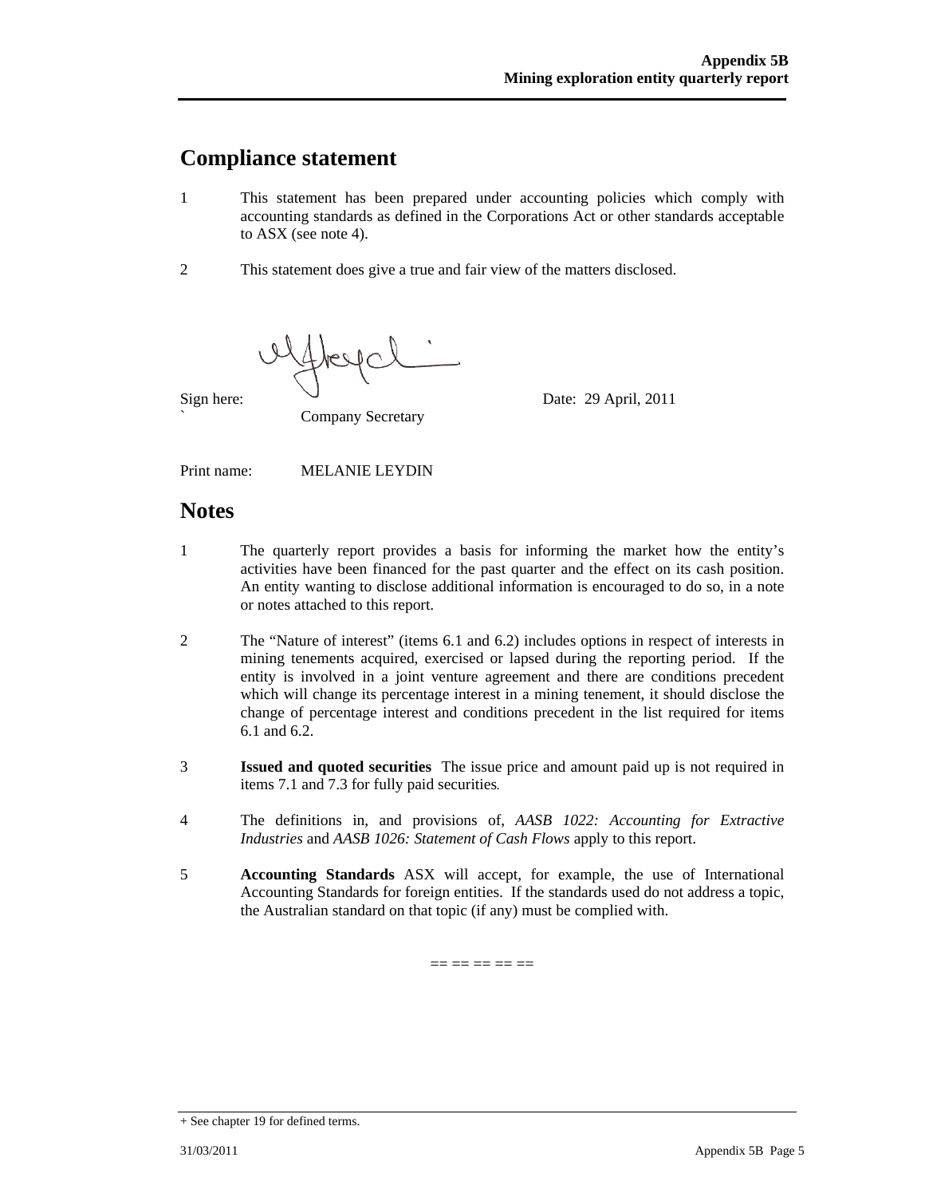## Compliance statement

1. This statement has been prepared under accounting policies which comply with accounting standards as defined in the Corporations Act or other standards acceptable to ASX (see note 4).

2. This statement does give a true and fair view of the matters disclosed.

Sign here: Date: 29 April, 2011
` Company Secretary

Print name: MELANIE LEYDIN

## Notes

1. The quarterly report provides a basis for informing the market how the entity's activities have been financed for the past quarter and the effect on its cash position. An entity wanting to disclose additional information is encouraged to do so, in a note or notes attached to this report.

2. The "Nature of interest" (items 6.1 and 6.2) includes options in respect of interests in mining tenements acquired, exercised or lapsed during the reporting period. If the entity is involved in a joint venture agreement and there are conditions precedent which will change its percentage interest in a mining tenement, it should disclose the change of percentage interest and conditions precedent in the list required for items 6.1 and 6.2.

3. **Issued and quoted securities** The issue price and amount paid up is not required in items 7.1 and 7.3 for fully paid securities.

4. The definitions in, and provisions of, *AASB 1022: Accounting for Extractive Industries* and *AASB 1026: Statement of Cash Flows* apply to this report.

5. **Accounting Standards** ASX will accept, for example, the use of International Accounting Standards for foreign entities. If the standards used do not address a topic, the Australian standard on that topic (if any) must be complied with.

== == == == ==

+ See chapter 19 for defined terms.